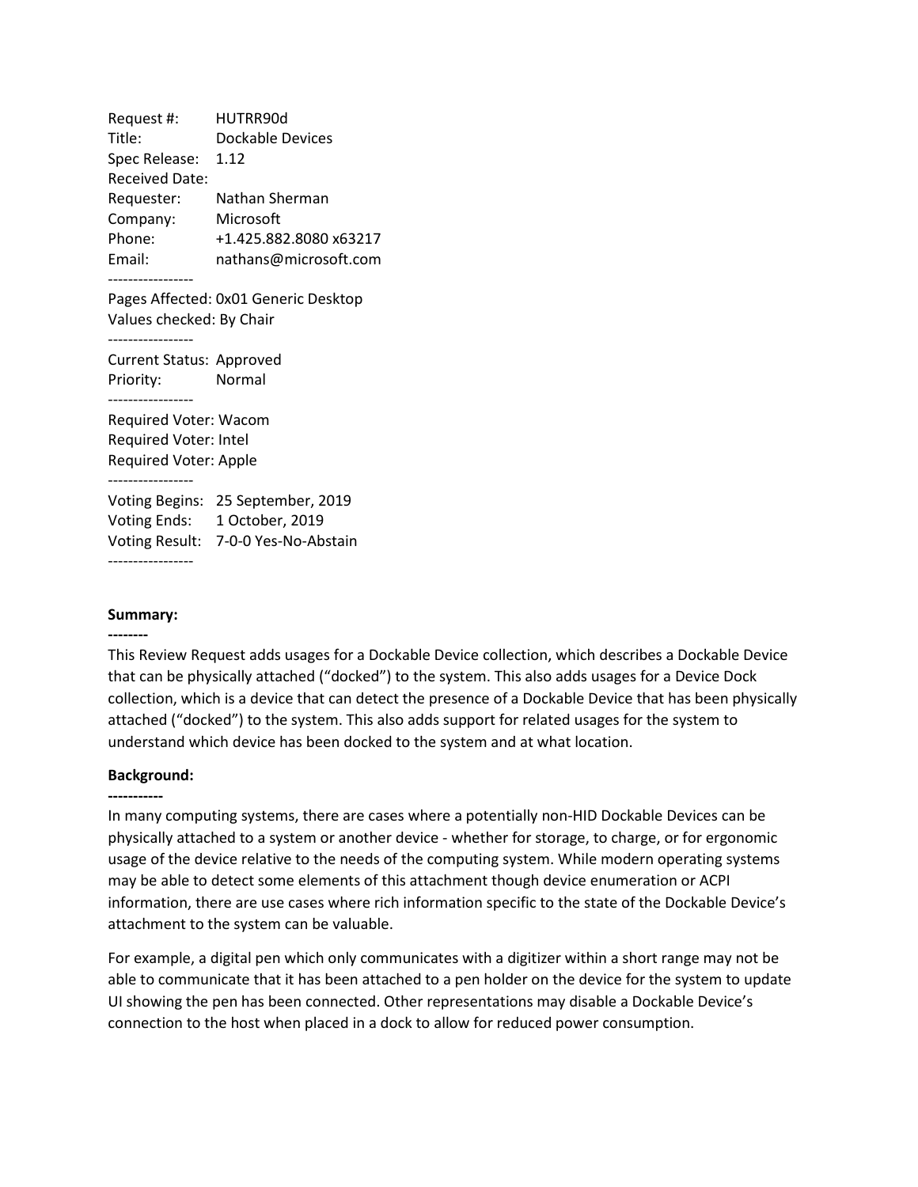Request #: HUTRR90d
Title: Dockable Devices
Spec Release: 1.12
Received Date:
Requester: Nathan Sherman
Company: Microsoft
Phone: +1.425.882.8080 x63217
Email: nathans@microsoft.com

-----------------

Pages Affected: 0x01 Generic Desktop
Values checked: By Chair

-----------------

Current Status: Approved
Priority: Normal

-----------------

Required Voter: Wacom
Required Voter: Intel
Required Voter: Apple

-----------------

Voting Begins: 25 September, 2019
Voting Ends: 1 October, 2019
Voting Result: 7-0-0 Yes-No-Abstain

-----------------

**Summary:**

**--------**

This Review Request adds usages for a Dockable Device collection, which describes a Dockable Device that can be physically attached ("docked") to the system. This also adds usages for a Device Dock collection, which is a device that can detect the presence of a Dockable Device that has been physically attached ("docked") to the system. This also adds support for related usages for the system to understand which device has been docked to the system and at what location.

**Background:**

**-----------**

In many computing systems, there are cases where a potentially non-HID Dockable Devices can be physically attached to a system or another device - whether for storage, to charge, or for ergonomic usage of the device relative to the needs of the computing system. While modern operating systems may be able to detect some elements of this attachment though device enumeration or ACPI information, there are use cases where rich information specific to the state of the Dockable Device's attachment to the system can be valuable.

For example, a digital pen which only communicates with a digitizer within a short range may not be able to communicate that it has been attached to a pen holder on the device for the system to update UI showing the pen has been connected. Other representations may disable a Dockable Device's connection to the host when placed in a dock to allow for reduced power consumption.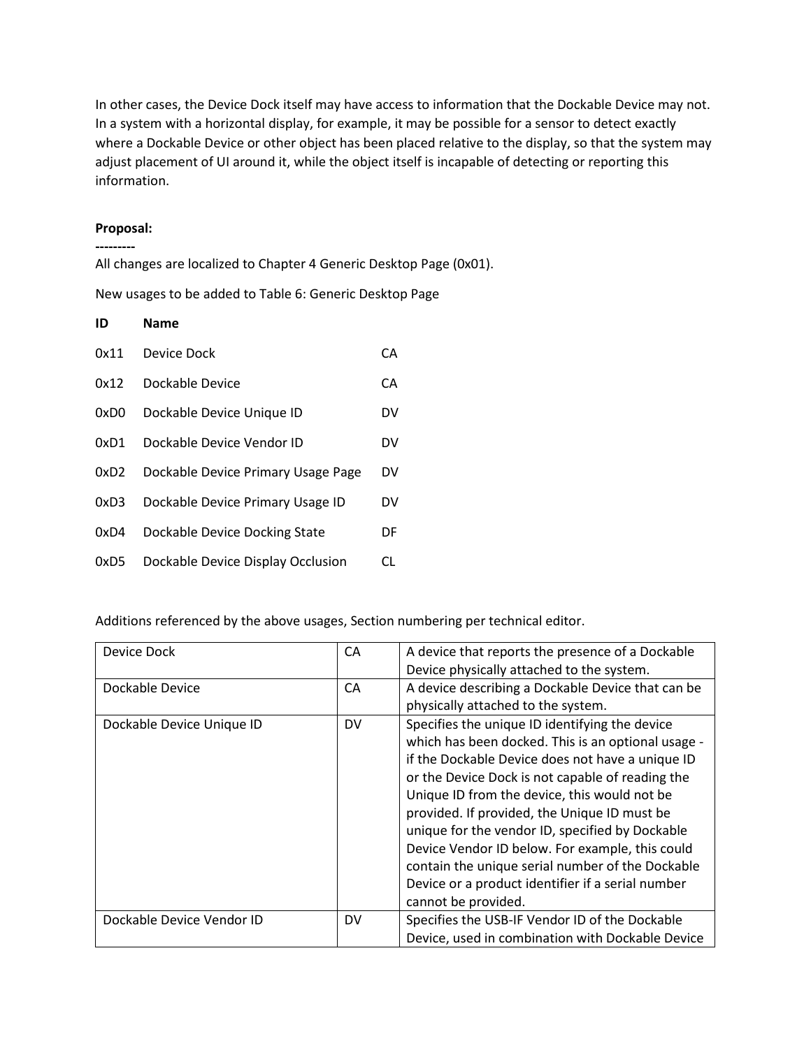In other cases, the Device Dock itself may have access to information that the Dockable Device may not. In a system with a horizontal display, for example, it may be possible for a sensor to detect exactly where a Dockable Device or other object has been placed relative to the display, so that the system may adjust placement of UI around it, while the object itself is incapable of detecting or reporting this information.

**Proposal:**

**---------**

All changes are localized to Chapter 4 Generic Desktop Page (0x01).

New usages to be added to Table 6: Generic Desktop Page

| ID | Name | |
|---|---|---|
| 0x11 | Device Dock | CA |
| 0x12 | Dockable Device | CA |
| 0xD0 | Dockable Device Unique ID | DV |
| 0xD1 | Dockable Device Vendor ID | DV |
| 0xD2 | Dockable Device Primary Usage Page | DV |
| 0xD3 | Dockable Device Primary Usage ID | DV |
| 0xD4 | Dockable Device Docking State | DF |
| 0xD5 | Dockable Device Display Occlusion | CL |

Additions referenced by the above usages, Section numbering per technical editor.

| | | |
|---|---|---|
| Device Dock | CA | A device that reports the presence of a Dockable Device physically attached to the system. |
| Dockable Device | CA | A device describing a Dockable Device that can be physically attached to the system. |
| Dockable Device Unique ID | DV | Specifies the unique ID identifying the device which has been docked. This is an optional usage - if the Dockable Device does not have a unique ID or the Device Dock is not capable of reading the Unique ID from the device, this would not be provided. If provided, the Unique ID must be unique for the vendor ID, specified by Dockable Device Vendor ID below. For example, this could contain the unique serial number of the Dockable Device or a product identifier if a serial number cannot be provided. |
| Dockable Device Vendor ID | DV | Specifies the USB-IF Vendor ID of the Dockable Device, used in combination with Dockable Device |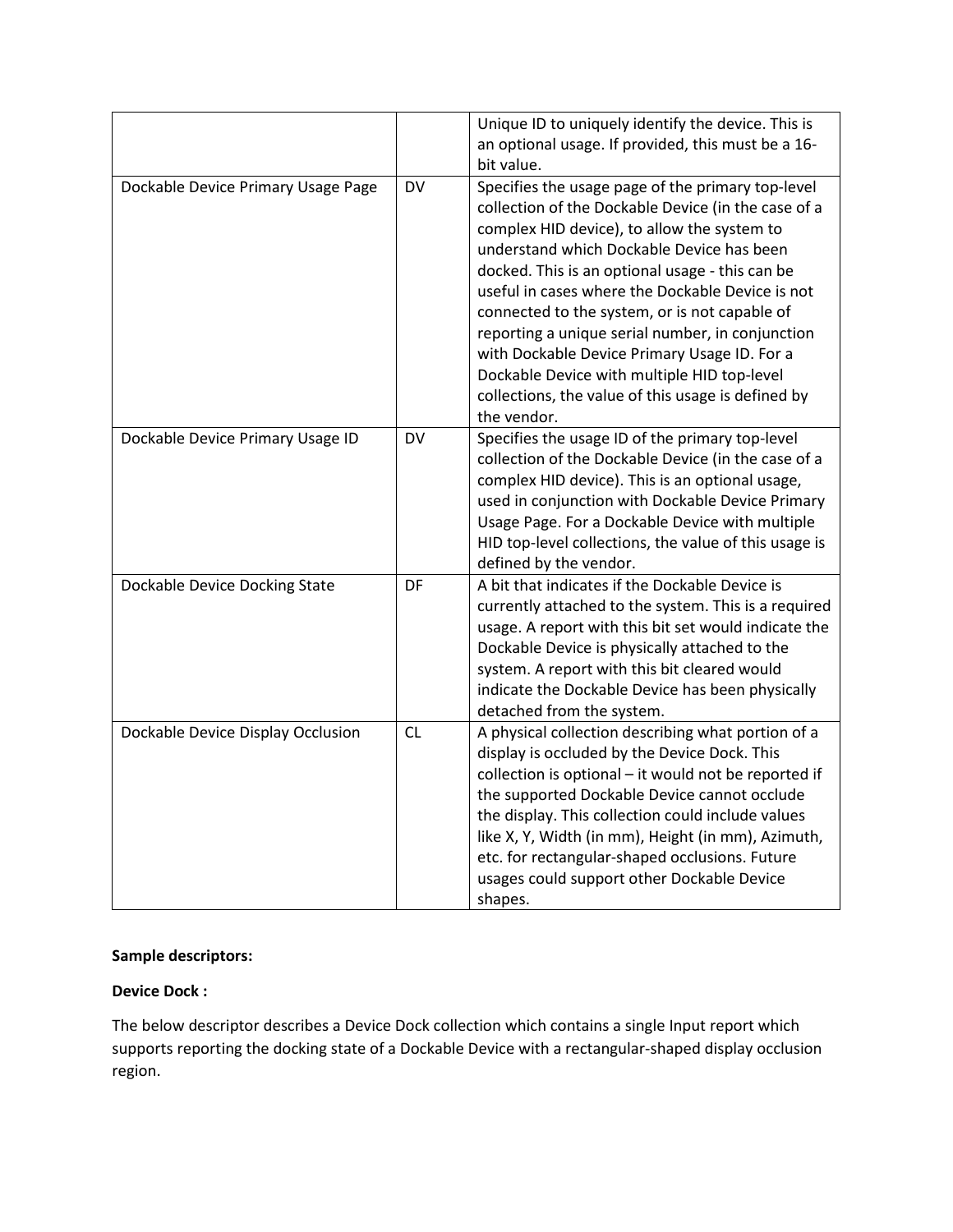|  |  |  |
|---|---|---|
|  |  | Unique ID to uniquely identify the device. This is an optional usage. If provided, this must be a 16-bit value. |
| Dockable Device Primary Usage Page | DV | Specifies the usage page of the primary top-level collection of the Dockable Device (in the case of a complex HID device), to allow the system to understand which Dockable Device has been docked. This is an optional usage - this can be useful in cases where the Dockable Device is not connected to the system, or is not capable of reporting a unique serial number, in conjunction with Dockable Device Primary Usage ID. For a Dockable Device with multiple HID top-level collections, the value of this usage is defined by the vendor. |
| Dockable Device Primary Usage ID | DV | Specifies the usage ID of the primary top-level collection of the Dockable Device (in the case of a complex HID device). This is an optional usage, used in conjunction with Dockable Device Primary Usage Page. For a Dockable Device with multiple HID top-level collections, the value of this usage is defined by the vendor. |
| Dockable Device Docking State | DF | A bit that indicates if the Dockable Device is currently attached to the system. This is a required usage. A report with this bit set would indicate the Dockable Device is physically attached to the system. A report with this bit cleared would indicate the Dockable Device has been physically detached from the system. |
| Dockable Device Display Occlusion | CL | A physical collection describing what portion of a display is occluded by the Device Dock. This collection is optional – it would not be reported if the supported Dockable Device cannot occlude the display. This collection could include values like X, Y, Width (in mm), Height (in mm), Azimuth, etc. for rectangular-shaped occlusions. Future usages could support other Dockable Device shapes. |

**Sample descriptors:**

**Device Dock :**

The below descriptor describes a Device Dock collection which contains a single Input report which supports reporting the docking state of a Dockable Device with a rectangular-shaped display occlusion region.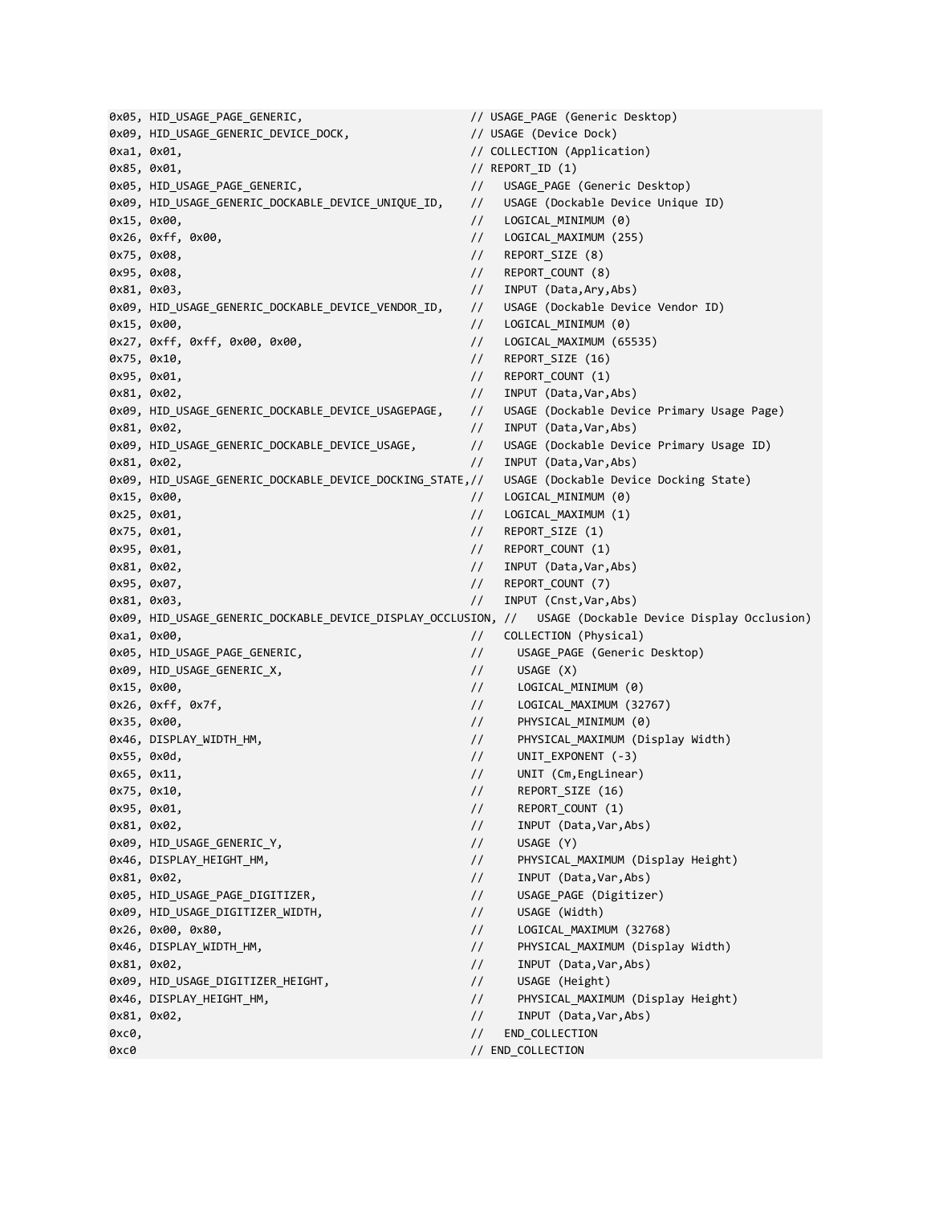```
0x05, HID_USAGE_PAGE_GENERIC,                        // USAGE_PAGE (Generic Desktop)
0x09, HID_USAGE_GENERIC_DEVICE_DOCK,                 // USAGE (Device Dock)
0xa1, 0x01,                                          // COLLECTION (Application)
0x85, 0x01,                                          // REPORT_ID (1)
0x05, HID_USAGE_PAGE_GENERIC,                        //   USAGE_PAGE (Generic Desktop)
0x09, HID_USAGE_GENERIC_DOCKABLE_DEVICE_UNIQUE_ID,   //   USAGE (Dockable Device Unique ID)
0x15, 0x00,                                          //   LOGICAL_MINIMUM (0)
0x26, 0xff, 0x00,                                    //   LOGICAL_MAXIMUM (255)
0x75, 0x08,                                          //   REPORT_SIZE (8)
0x95, 0x08,                                          //   REPORT_COUNT (8)
0x81, 0x03,                                          //   INPUT (Data,Ary,Abs)
0x09, HID_USAGE_GENERIC_DOCKABLE_DEVICE_VENDOR_ID,   //   USAGE (Dockable Device Vendor ID)
0x15, 0x00,                                          //   LOGICAL_MINIMUM (0)
0x27, 0xff, 0xff, 0x00, 0x00,                        //   LOGICAL_MAXIMUM (65535)
0x75, 0x10,                                          //   REPORT_SIZE (16)
0x95, 0x01,                                          //   REPORT_COUNT (1)
0x81, 0x02,                                          //   INPUT (Data,Var,Abs)
0x09, HID_USAGE_GENERIC_DOCKABLE_DEVICE_USAGEPAGE,   //   USAGE (Dockable Device Primary Usage Page)
0x81, 0x02,                                          //   INPUT (Data,Var,Abs)
0x09, HID_USAGE_GENERIC_DOCKABLE_DEVICE_USAGE,       //   USAGE (Dockable Device Primary Usage ID)
0x81, 0x02,                                          //   INPUT (Data,Var,Abs)
0x09, HID_USAGE_GENERIC_DOCKABLE_DEVICE_DOCKING_STATE,//   USAGE (Dockable Device Docking State)
0x15, 0x00,                                          //   LOGICAL_MINIMUM (0)
0x25, 0x01,                                          //   LOGICAL_MAXIMUM (1)
0x75, 0x01,                                          //   REPORT_SIZE (1)
0x95, 0x01,                                          //   REPORT_COUNT (1)
0x81, 0x02,                                          //   INPUT (Data,Var,Abs)
0x95, 0x07,                                          //   REPORT_COUNT (7)
0x81, 0x03,                                          //   INPUT (Cnst,Var,Abs)
0x09, HID_USAGE_GENERIC_DOCKABLE_DEVICE_DISPLAY_OCCLUSION, //   USAGE (Dockable Device Display Occlusion)
0xa1, 0x00,                                          //   COLLECTION (Physical)
0x05, HID_USAGE_PAGE_GENERIC,                        //     USAGE_PAGE (Generic Desktop)
0x09, HID_USAGE_GENERIC_X,                           //     USAGE (X)
0x15, 0x00,                                          //     LOGICAL_MINIMUM (0)
0x26, 0xff, 0x7f,                                    //     LOGICAL_MAXIMUM (32767)
0x35, 0x00,                                          //     PHYSICAL_MINIMUM (0)
0x46, DISPLAY_WIDTH_HM,                              //     PHYSICAL_MAXIMUM (Display Width)
0x55, 0x0d,                                          //     UNIT_EXPONENT (-3)
0x65, 0x11,                                          //     UNIT (Cm,EngLinear)
0x75, 0x10,                                          //     REPORT_SIZE (16)
0x95, 0x01,                                          //     REPORT_COUNT (1)
0x81, 0x02,                                          //     INPUT (Data,Var,Abs)
0x09, HID_USAGE_GENERIC_Y,                           //     USAGE (Y)
0x46, DISPLAY_HEIGHT_HM,                             //     PHYSICAL_MAXIMUM (Display Height)
0x81, 0x02,                                          //     INPUT (Data,Var,Abs)
0x05, HID_USAGE_PAGE_DIGITIZER,                      //     USAGE_PAGE (Digitizer)
0x09, HID_USAGE_DIGITIZER_WIDTH,                     //     USAGE (Width)
0x26, 0x00, 0x80,                                    //     LOGICAL_MAXIMUM (32768)
0x46, DISPLAY_WIDTH_HM,                              //     PHYSICAL_MAXIMUM (Display Width)
0x81, 0x02,                                          //     INPUT (Data,Var,Abs)
0x09, HID_USAGE_DIGITIZER_HEIGHT,                    //     USAGE (Height)
0x46, DISPLAY_HEIGHT_HM,                             //     PHYSICAL_MAXIMUM (Display Height)
0x81, 0x02,                                          //     INPUT (Data,Var,Abs)
0xc0,                                                //   END_COLLECTION
0xc0                                                 // END_COLLECTION
```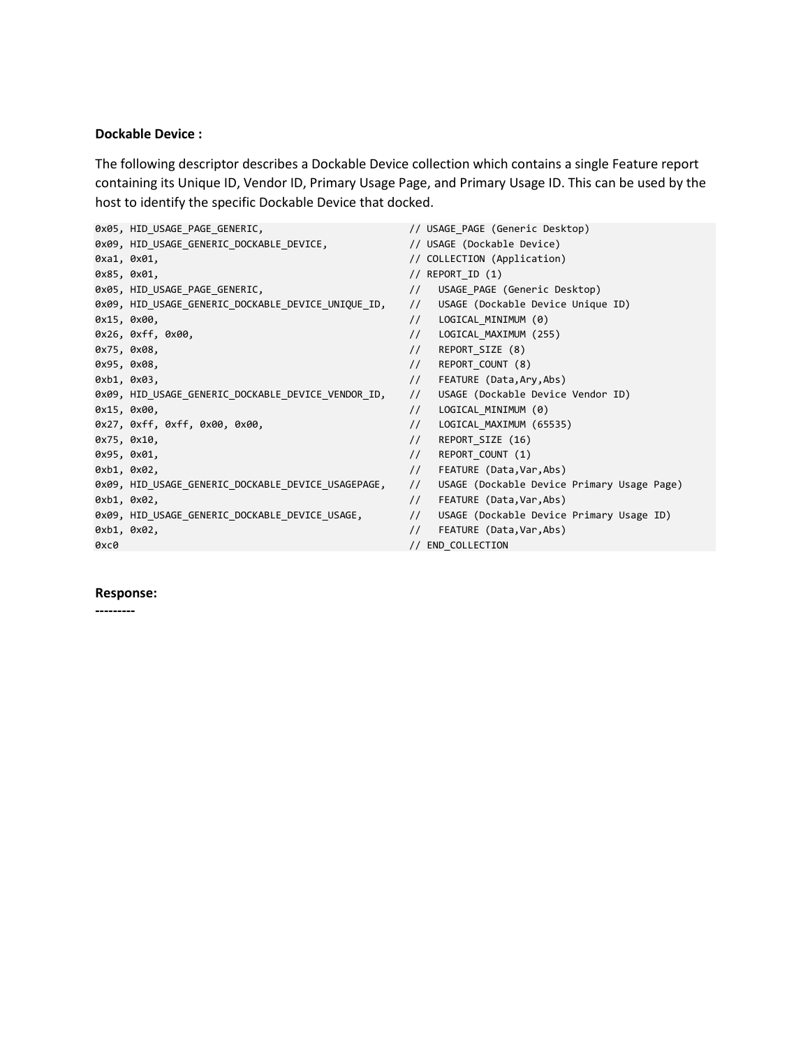**Dockable Device :**

The following descriptor describes a Dockable Device collection which contains a single Feature report containing its Unique ID, Vendor ID, Primary Usage Page, and Primary Usage ID. This can be used by the host to identify the specific Dockable Device that docked.

```
0x05, HID_USAGE_PAGE_GENERIC,                       // USAGE_PAGE (Generic Desktop)
0x09, HID_USAGE_GENERIC_DOCKABLE_DEVICE,            // USAGE (Dockable Device)
0xa1, 0x01,                                         // COLLECTION (Application)
0x85, 0x01,                                         // REPORT_ID (1)
0x05, HID_USAGE_PAGE_GENERIC,                       //   USAGE_PAGE (Generic Desktop)
0x09, HID_USAGE_GENERIC_DOCKABLE_DEVICE_UNIQUE_ID,  //   USAGE (Dockable Device Unique ID)
0x15, 0x00,                                         //   LOGICAL_MINIMUM (0)
0x26, 0xff, 0x00,                                   //   LOGICAL_MAXIMUM (255)
0x75, 0x08,                                         //   REPORT_SIZE (8)
0x95, 0x08,                                         //   REPORT_COUNT (8)
0xb1, 0x03,                                         //   FEATURE (Data,Ary,Abs)
0x09, HID_USAGE_GENERIC_DOCKABLE_DEVICE_VENDOR_ID,  //   USAGE (Dockable Device Vendor ID)
0x15, 0x00,                                         //   LOGICAL_MINIMUM (0)
0x27, 0xff, 0xff, 0x00, 0x00,                       //   LOGICAL_MAXIMUM (65535)
0x75, 0x10,                                         //   REPORT_SIZE (16)
0x95, 0x01,                                         //   REPORT_COUNT (1)
0xb1, 0x02,                                         //   FEATURE (Data,Var,Abs)
0x09, HID_USAGE_GENERIC_DOCKABLE_DEVICE_USAGEPAGE,  //   USAGE (Dockable Device Primary Usage Page)
0xb1, 0x02,                                         //   FEATURE (Data,Var,Abs)
0x09, HID_USAGE_GENERIC_DOCKABLE_DEVICE_USAGE,      //   USAGE (Dockable Device Primary Usage ID)
0xb1, 0x02,                                         //   FEATURE (Data,Var,Abs)
0xc0                                                // END_COLLECTION
```

**Response:**

**---------**